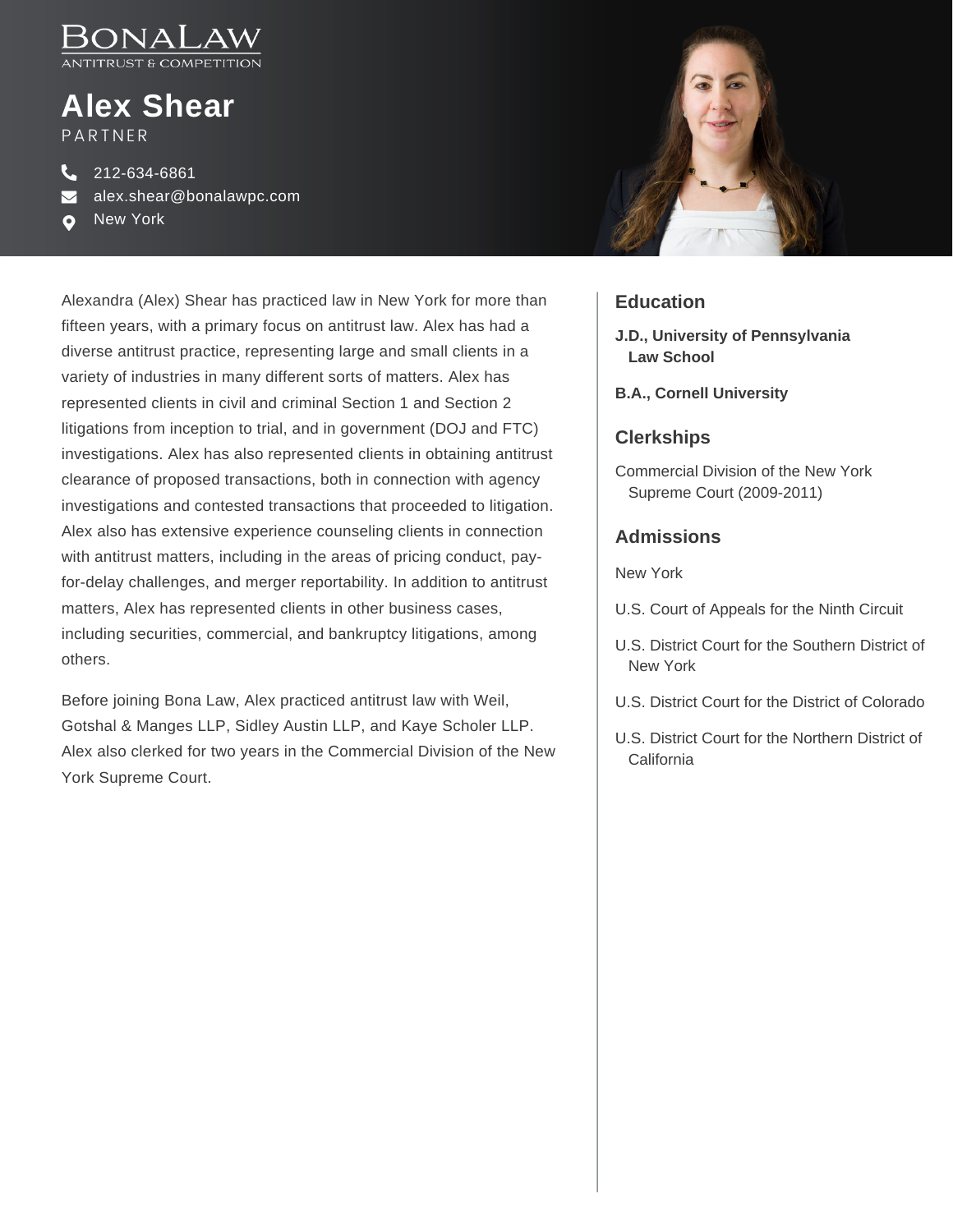BONALAW
ANTITRUST & COMPETITION

# Alex Shear

PARTNER

212-634-6861
alex.shear@bonalawpc.com
New York

Alexandra (Alex) Shear has practiced law in New York for more than fifteen years, with a primary focus on antitrust law. Alex has had a diverse antitrust practice, representing large and small clients in a variety of industries in many different sorts of matters. Alex has represented clients in civil and criminal Section 1 and Section 2 litigations from inception to trial, and in government (DOJ and FTC) investigations. Alex has also represented clients in obtaining antitrust clearance of proposed transactions, both in connection with agency investigations and contested transactions that proceeded to litigation. Alex also has extensive experience counseling clients in connection with antitrust matters, including in the areas of pricing conduct, pay-for-delay challenges, and merger reportability. In addition to antitrust matters, Alex has represented clients in other business cases, including securities, commercial, and bankruptcy litigations, among others.

Before joining Bona Law, Alex practiced antitrust law with Weil, Gotshal & Manges LLP, Sidley Austin LLP, and Kaye Scholer LLP. Alex also clerked for two years in the Commercial Division of the New York Supreme Court.

## Education

**J.D., University of Pennsylvania Law School**

**B.A., Cornell University**

## Clerkships

Commercial Division of the New York Supreme Court (2009-2011)

## Admissions

New York

U.S. Court of Appeals for the Ninth Circuit

U.S. District Court for the Southern District of New York

U.S. District Court for the District of Colorado

U.S. District Court for the Northern District of California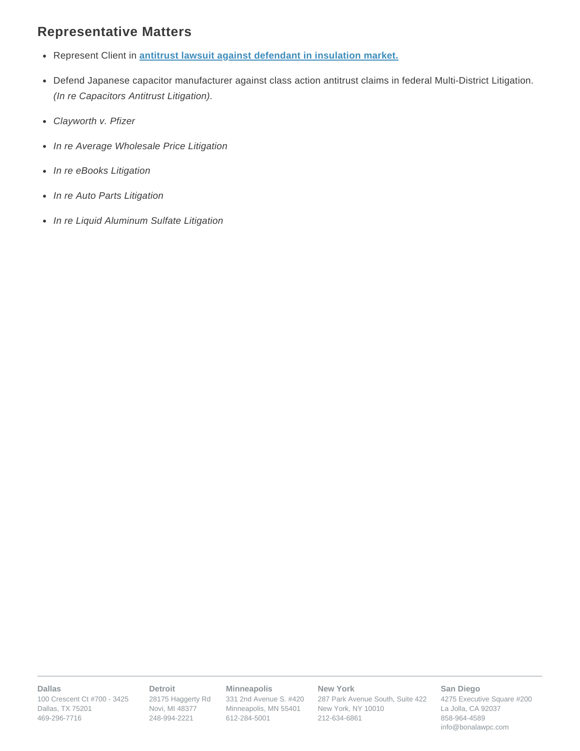## Representative Matters

- Represent Client in **antitrust lawsuit against defendant in insulation market.**
- Defend Japanese capacitor manufacturer against class action antitrust claims in federal Multi-District Litigation. *(In re Capacitors Antitrust Litigation).*
- *Clayworth v. Pfizer*
- *In re Average Wholesale Price Litigation*
- *In re eBooks Litigation*
- *In re Auto Parts Litigation*
- *In re Liquid Aluminum Sulfate Litigation*